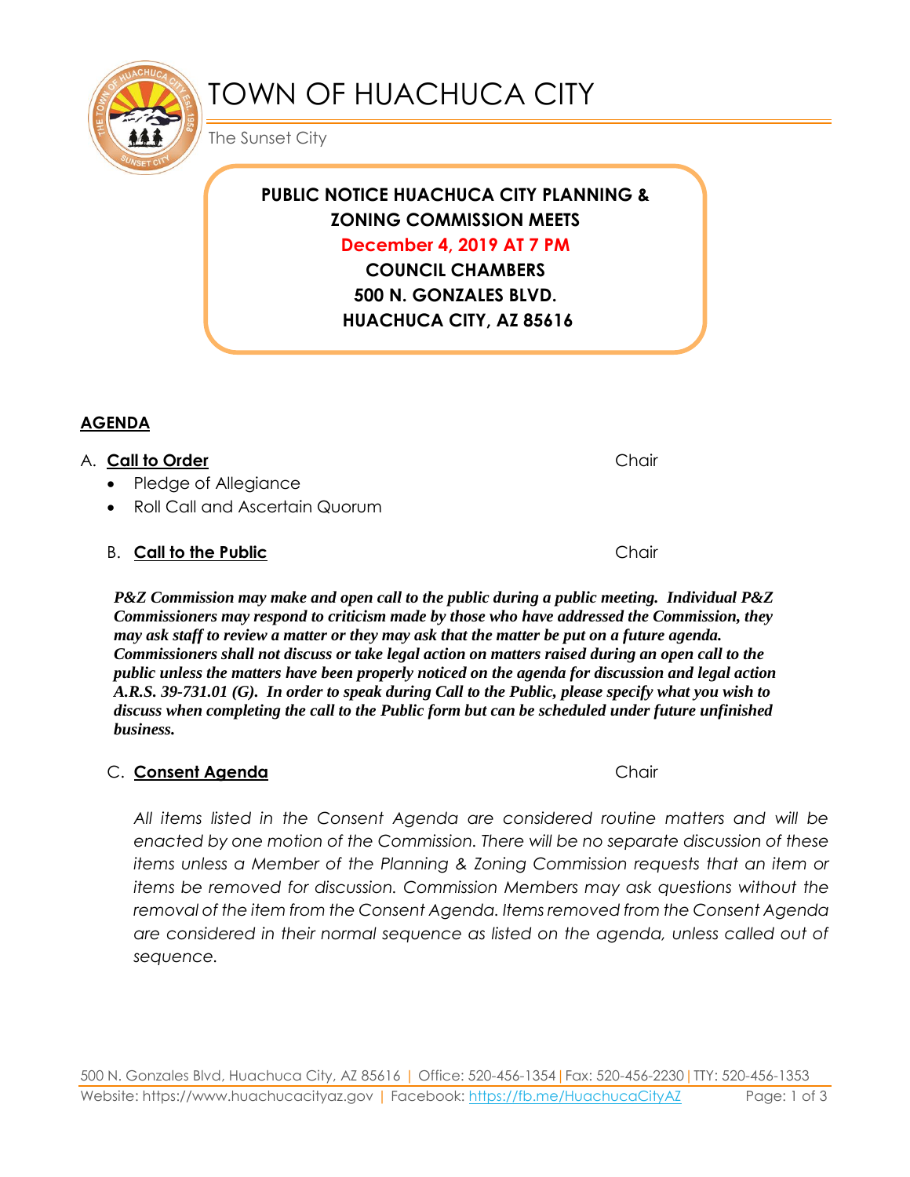# TOWN OF HUACHUCA CITY

The Sunset City

**PUBLIC NOTICE HUACHUCA CITY PLANNING & ZONING COMMISSION MEETS**

**December 4, 2019 AT 7 PM**

**COUNCIL CHAMBERS**

**500 N. GONZALES BLVD.**

**HUACHUCA CITY, AZ 85616**

## AGENDA

A. **Call to Order** — Chair

- Pledge of Allegiance
- Roll Call and Ascertain Quorum

B. **Call to the Public** — Chair

***P&Z Commission may make and open call to the public during a public meeting. Individual P&Z Commissioners may respond to criticism made by those who have addressed the Commission, they may ask staff to review a matter or they may ask that the matter be put on a future agenda. Commissioners shall not discuss or take legal action on matters raised during an open call to the public unless the matters have been properly noticed on the agenda for discussion and legal action A.R.S. 39-731.01 (G). In order to speak during Call to the Public, please specify what you wish to discuss when completing the call to the Public form but can be scheduled under future unfinished business.***

C. **Consent Agenda** — Chair

*All items listed in the Consent Agenda are considered routine matters and will be enacted by one motion of the Commission. There will be no separate discussion of these items unless a Member of the Planning & Zoning Commission requests that an item or items be removed for discussion. Commission Members may ask questions without the removal of the item from the Consent Agenda. Items removed from the Consent Agenda are considered in their normal sequence as listed on the agenda, unless called out of sequence.*

500 N. Gonzales Blvd, Huachuca City, AZ 85616 | Office: 520-456-1354 | Fax: 520-456-2230 | TTY: 520-456-1353
Website: https://www.huachucacityaz.gov | Facebook: https://fb.me/HuachucaCityAZ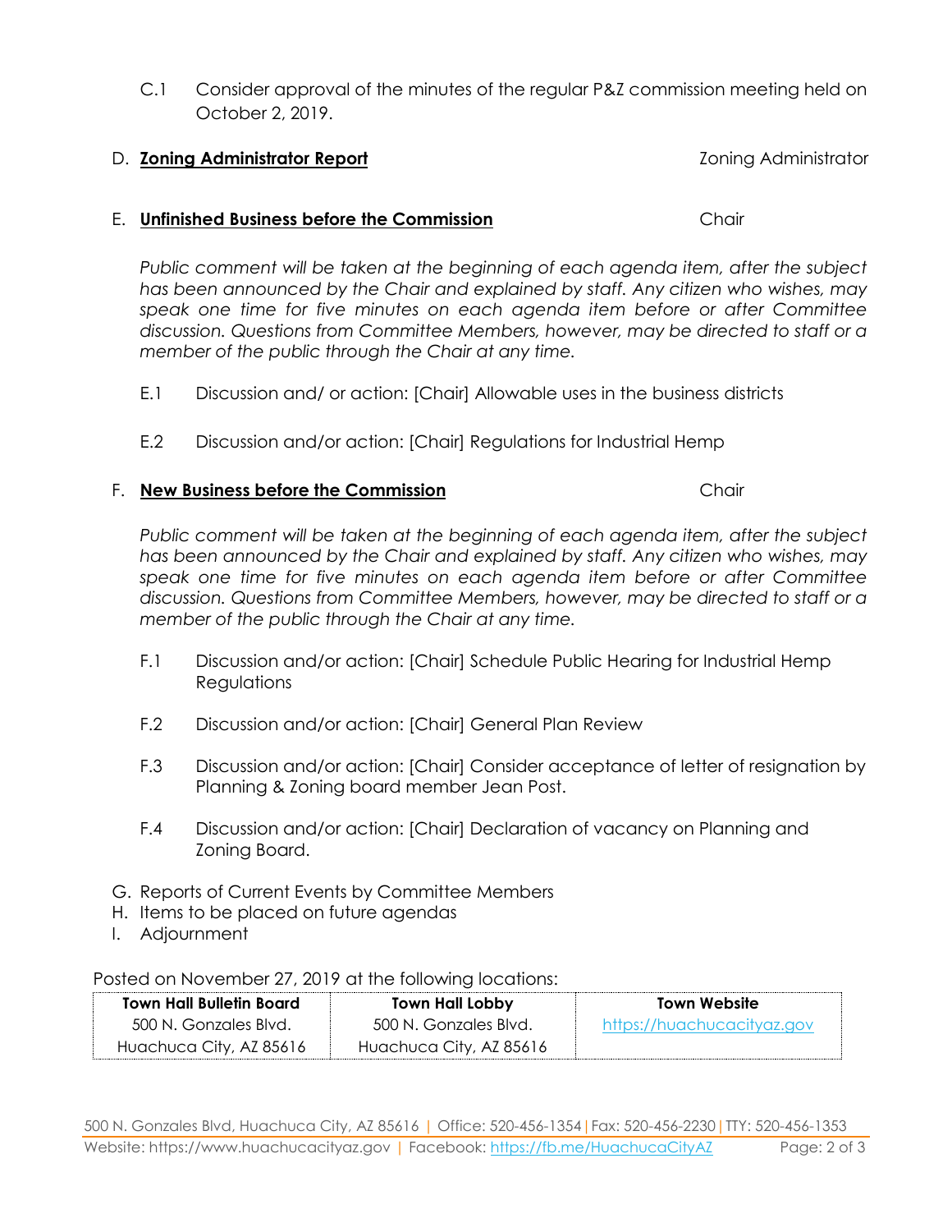C.1 Consider approval of the minutes of the regular P&Z commission meeting held on October 2, 2019.

D. **Zoning Administrator Report** — Zoning Administrator

E. **Unfinished Business before the Commission** — Chair

*Public comment will be taken at the beginning of each agenda item, after the subject has been announced by the Chair and explained by staff. Any citizen who wishes, may speak one time for five minutes on each agenda item before or after Committee discussion. Questions from Committee Members, however, may be directed to staff or a member of the public through the Chair at any time.*

E.1 Discussion and/ or action: [Chair] Allowable uses in the business districts

E.2 Discussion and/or action: [Chair] Regulations for Industrial Hemp

F. **New Business before the Commission** — Chair

*Public comment will be taken at the beginning of each agenda item, after the subject has been announced by the Chair and explained by staff. Any citizen who wishes, may speak one time for five minutes on each agenda item before or after Committee discussion. Questions from Committee Members, however, may be directed to staff or a member of the public through the Chair at any time.*

F.1 Discussion and/or action: [Chair] Schedule Public Hearing for Industrial Hemp Regulations

F.2 Discussion and/or action: [Chair] General Plan Review

F.3 Discussion and/or action: [Chair] Consider acceptance of letter of resignation by Planning & Zoning board member Jean Post.

F.4 Discussion and/or action: [Chair] Declaration of vacancy on Planning and Zoning Board.

G. Reports of Current Events by Committee Members

H. Items to be placed on future agendas

I. Adjournment

Posted on November 27, 2019 at the following locations:

| **Town Hall Bulletin Board** | **Town Hall Lobby** | **Town Website** |
|---|---|---|
| 500 N. Gonzales Blvd. Huachuca City, AZ 85616 | 500 N. Gonzales Blvd. Huachuca City, AZ 85616 | https://huachucacityaz.gov |

500 N. Gonzales Blvd, Huachuca City, AZ 85616 | Office: 520-456-1354 | Fax: 520-456-2230 | TTY: 520-456-1353
Website: https://www.huachucacityaz.gov | Facebook: https://fb.me/HuachucaCityAZ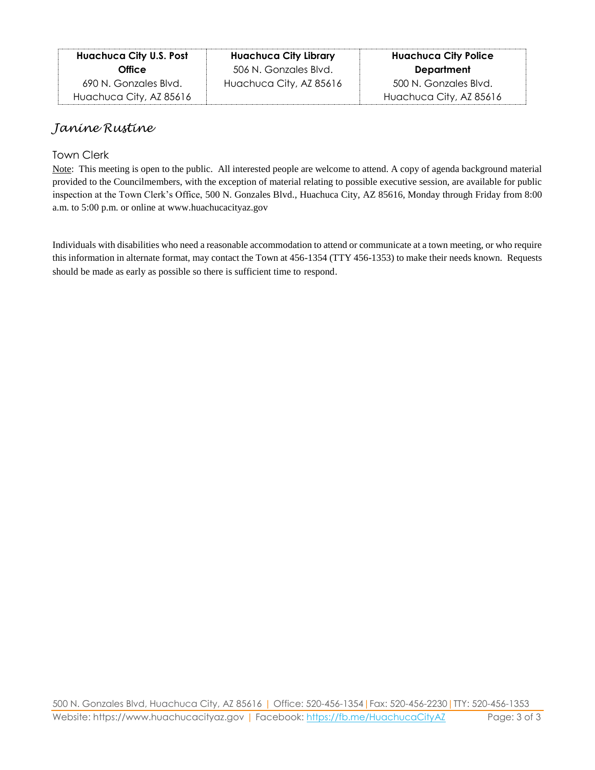| | | |
|---|---|---|
| **Huachuca City U.S. Post Office**<br>690 N. Gonzales Blvd.<br>Huachuca City, AZ 85616 | **Huachuca City Library**<br>506 N. Gonzales Blvd.<br>Huachuca City, AZ 85616 | **Huachuca City Police Department**<br>500 N. Gonzales Blvd.<br>Huachuca City, AZ 85616 |

*Janine Rustine*

Town Clerk

Note: This meeting is open to the public. All interested people are welcome to attend. A copy of agenda background material provided to the Councilmembers, with the exception of material relating to possible executive session, are available for public inspection at the Town Clerk's Office, 500 N. Gonzales Blvd., Huachuca City, AZ 85616, Monday through Friday from 8:00 a.m. to 5:00 p.m. or online at www.huachucacityaz.gov

Individuals with disabilities who need a reasonable accommodation to attend or communicate at a town meeting, or who require this information in alternate format, may contact the Town at 456-1354 (TTY 456-1353) to make their needs known. Requests should be made as early as possible so there is sufficient time to respond.